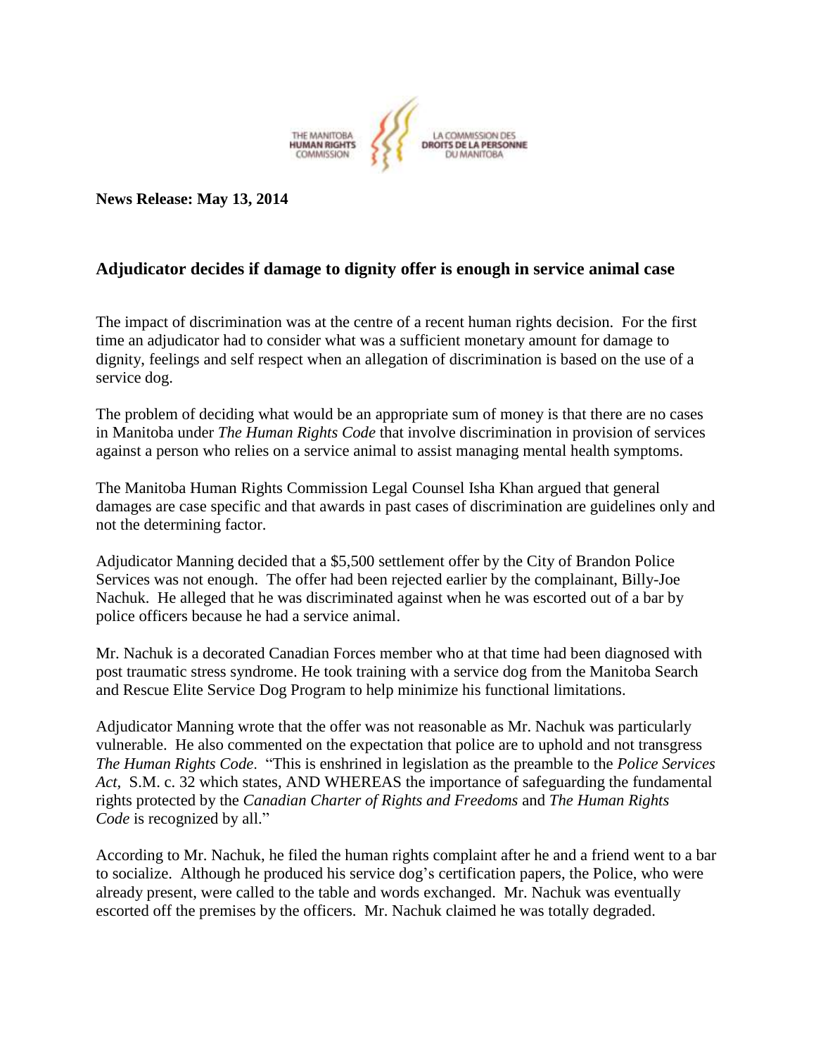THE MANITOBA HUMAN RIGHTS COMMISSION

LA COMMISSION DES DROITS DE LA PERSONNE DU MANITOBA

**News Release: May 13, 2014**

## Adjudicator decides if damage to dignity offer is enough in service animal case

The impact of discrimination was at the centre of a recent human rights decision. For the first time an adjudicator had to consider what was a sufficient monetary amount for damage to dignity, feelings and self respect when an allegation of discrimination is based on the use of a service dog.

The problem of deciding what would be an appropriate sum of money is that there are no cases in Manitoba under *The Human Rights Code* that involve discrimination in provision of services against a person who relies on a service animal to assist managing mental health symptoms.

The Manitoba Human Rights Commission Legal Counsel Isha Khan argued that general damages are case specific and that awards in past cases of discrimination are guidelines only and not the determining factor.

Adjudicator Manning decided that a $5,500 settlement offer by the City of Brandon Police Services was not enough. The offer had been rejected earlier by the complainant, Billy-Joe Nachuk. He alleged that he was discriminated against when he was escorted out of a bar by police officers because he had a service animal.

Mr. Nachuk is a decorated Canadian Forces member who at that time had been diagnosed with post traumatic stress syndrome. He took training with a service dog from the Manitoba Search and Rescue Elite Service Dog Program to help minimize his functional limitations.

Adjudicator Manning wrote that the offer was not reasonable as Mr. Nachuk was particularly vulnerable. He also commented on the expectation that police are to uphold and not transgress *The Human Rights Code*. "This is enshrined in legislation as the preamble to the *Police Services Act*, S.M. c. 32 which states, AND WHEREAS the importance of safeguarding the fundamental rights protected by the *Canadian Charter of Rights and Freedoms* and *The Human Rights Code* is recognized by all."

According to Mr. Nachuk, he filed the human rights complaint after he and a friend went to a bar to socialize. Although he produced his service dog's certification papers, the Police, who were already present, were called to the table and words exchanged. Mr. Nachuk was eventually escorted off the premises by the officers. Mr. Nachuk claimed he was totally degraded.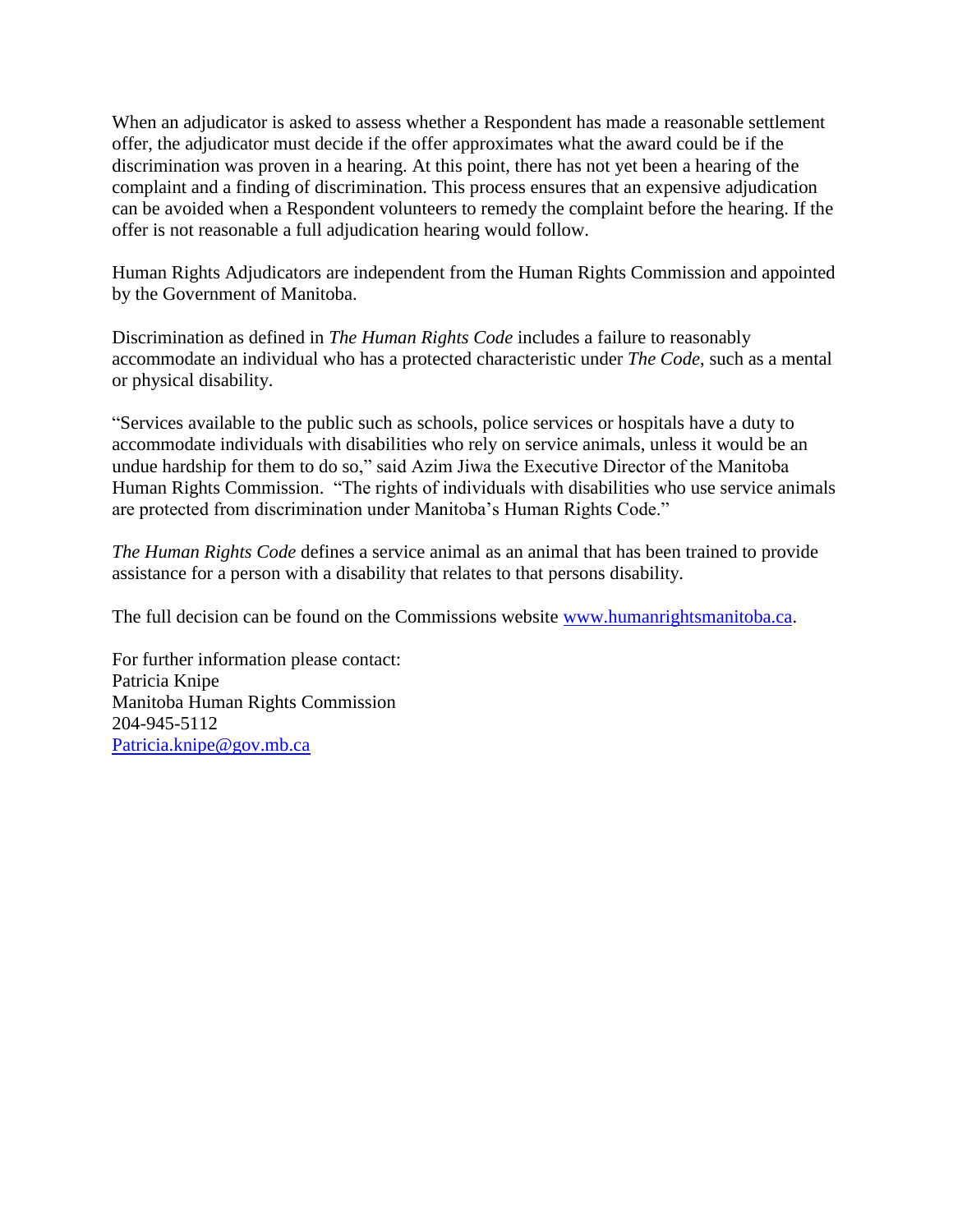When an adjudicator is asked to assess whether a Respondent has made a reasonable settlement offer, the adjudicator must decide if the offer approximates what the award could be if the discrimination was proven in a hearing. At this point, there has not yet been a hearing of the complaint and a finding of discrimination. This process ensures that an expensive adjudication can be avoided when a Respondent volunteers to remedy the complaint before the hearing. If the offer is not reasonable a full adjudication hearing would follow.

Human Rights Adjudicators are independent from the Human Rights Commission and appointed by the Government of Manitoba.

Discrimination as defined in *The Human Rights Code* includes a failure to reasonably accommodate an individual who has a protected characteristic under *The Code*, such as a mental or physical disability.

"Services available to the public such as schools, police services or hospitals have a duty to accommodate individuals with disabilities who rely on service animals, unless it would be an undue hardship for them to do so," said Azim Jiwa the Executive Director of the Manitoba Human Rights Commission. "The rights of individuals with disabilities who use service animals are protected from discrimination under Manitoba's Human Rights Code."

*The Human Rights Code* defines a service animal as an animal that has been trained to provide assistance for a person with a disability that relates to that persons disability.

The full decision can be found on the Commissions website [www.humanrightsmanitoba.ca](www.humanrightsmanitoba.ca).

For further information please contact:
Patricia Knipe
Manitoba Human Rights Commission
204-945-5112
[Patricia.knipe@gov.mb.ca](mailto:Patricia.knipe@gov.mb.ca)